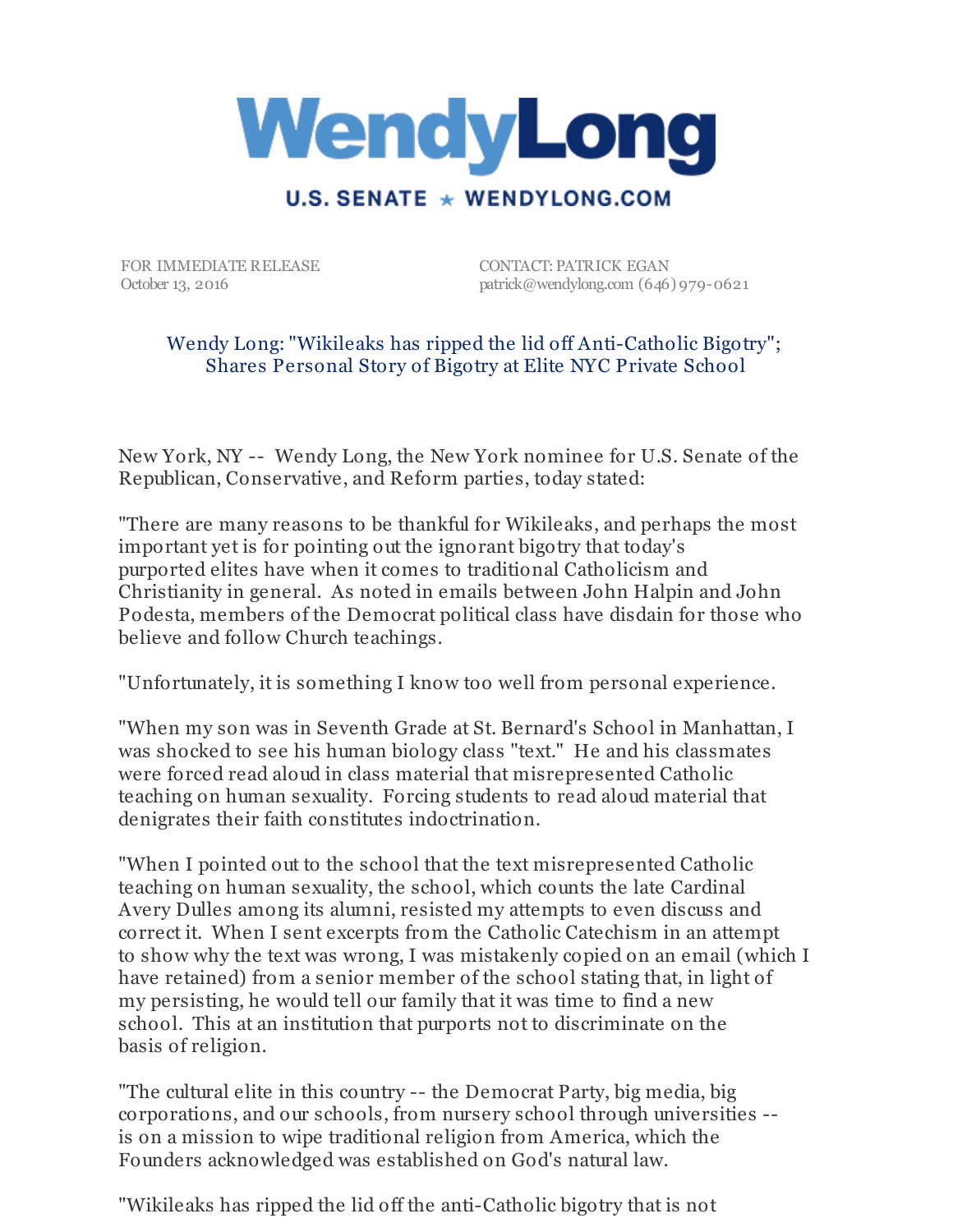# WendyLong

**U.S. SENATE ★ WENDYLONG.COM**

FOR IMMEDIATE RELEASE
October 13, 2016

CONTACT: PATRICK EGAN
patrick@wendylong.com (646) 979-0621

## Wendy Long: "Wikileaks has ripped the lid off Anti-Catholic Bigotry"; Shares Personal Story of Bigotry at Elite NYC Private School

New York, NY -- Wendy Long, the New York nominee for U.S. Senate of the Republican, Conservative, and Reform parties, today stated:

"There are many reasons to be thankful for Wikileaks, and perhaps the most important yet is for pointing out the ignorant bigotry that today's purported elites have when it comes to traditional Catholicism and Christianity in general. As noted in emails between John Halpin and John Podesta, members of the Democrat political class have disdain for those who believe and follow Church teachings.

"Unfortunately, it is something I know too well from personal experience.

"When my son was in Seventh Grade at St. Bernard's School in Manhattan, I was shocked to see his human biology class "text." He and his classmates were forced read aloud in class material that misrepresented Catholic teaching on human sexuality. Forcing students to read aloud material that denigrates their faith constitutes indoctrination.

"When I pointed out to the school that the text misrepresented Catholic teaching on human sexuality, the school, which counts the late Cardinal Avery Dulles among its alumni, resisted my attempts to even discuss and correct it. When I sent excerpts from the Catholic Catechism in an attempt to show why the text was wrong, I was mistakenly copied on an email (which I have retained) from a senior member of the school stating that, in light of my persisting, he would tell our family that it was time to find a new school. This at an institution that purports not to discriminate on the basis of religion.

"The cultural elite in this country -- the Democrat Party, big media, big corporations, and our schools, from nursery school through universities -- is on a mission to wipe traditional religion from America, which the Founders acknowledged was established on God's natural law.

"Wikileaks has ripped the lid off the anti-Catholic bigotry that is not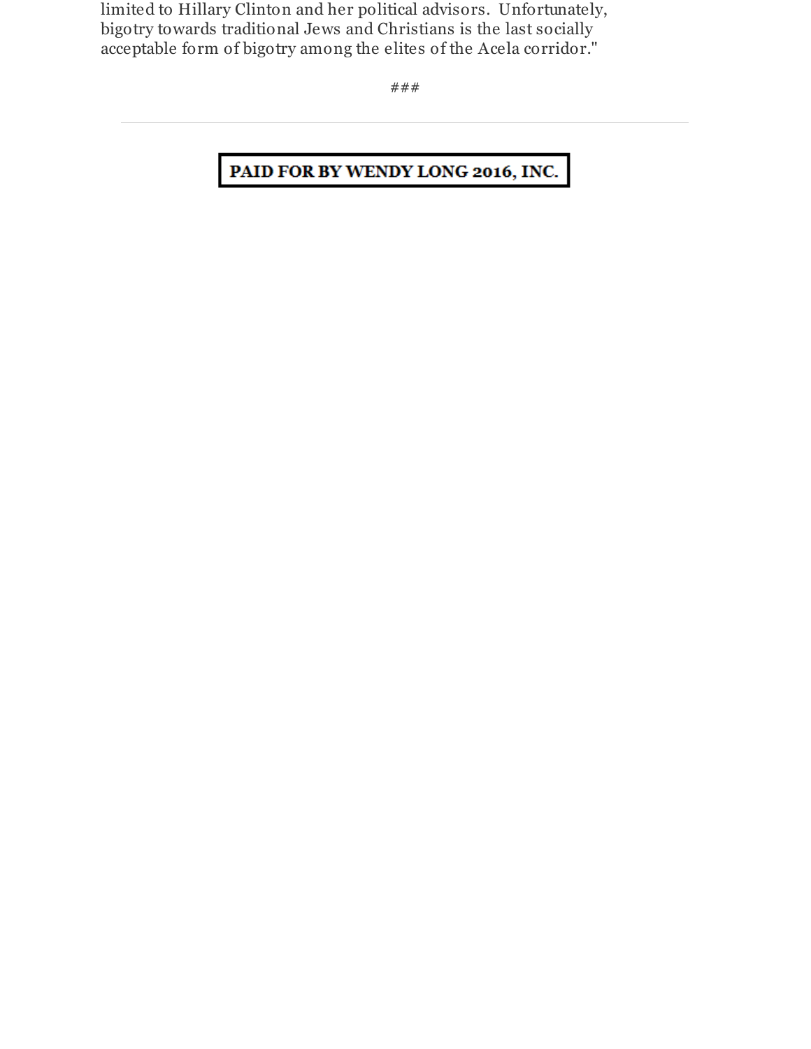limited to Hillary Clinton and her political advisors. Unfortunately, bigotry towards traditional Jews and Christians is the last socially acceptable form of bigotry among the elites of the Acela corridor."

###

---

**PAID FOR BY WENDY LONG 2016, INC.**